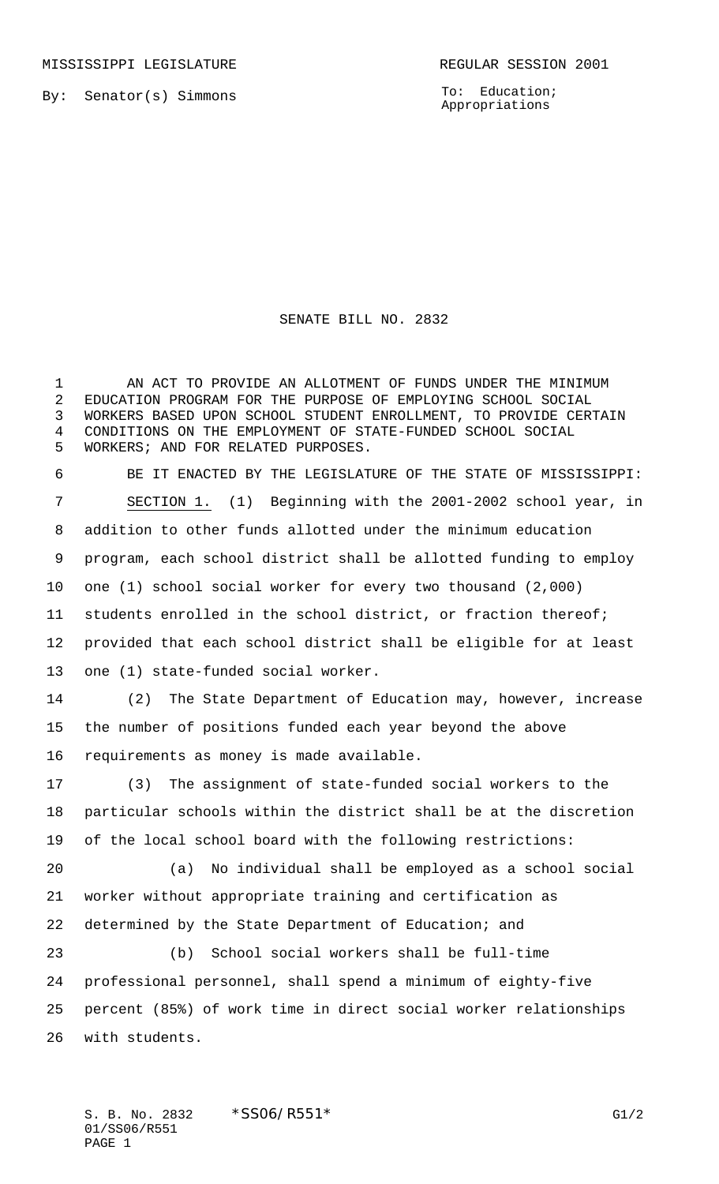MISSISSIPPI LEGISLATURE REGULAR SESSION 2001

By: Senator(s) Simmons

To: Education; Appropriations

# SENATE BILL NO. 2832

AN ACT TO PROVIDE AN ALLOTMENT OF FUNDS UNDER THE MINIMUM EDUCATION PROGRAM FOR THE PURPOSE OF EMPLOYING SCHOOL SOCIAL WORKERS BASED UPON SCHOOL STUDENT ENROLLMENT, TO PROVIDE CERTAIN CONDITIONS ON THE EMPLOYMENT OF STATE-FUNDED SCHOOL SOCIAL WORKERS; AND FOR RELATED PURPOSES.

BE IT ENACTED BY THE LEGISLATURE OF THE STATE OF MISSISSIPPI:

SECTION 1. (1) Beginning with the 2001-2002 school year, in addition to other funds allotted under the minimum education program, each school district shall be allotted funding to employ one (1) school social worker for every two thousand (2,000) students enrolled in the school district, or fraction thereof; provided that each school district shall be eligible for at least one (1) state-funded social worker.

(2) The State Department of Education may, however, increase the number of positions funded each year beyond the above requirements as money is made available.

(3) The assignment of state-funded social workers to the particular schools within the district shall be at the discretion of the local school board with the following restrictions:

(a) No individual shall be employed as a school social worker without appropriate training and certification as determined by the State Department of Education; and

(b) School social workers shall be full-time professional personnel, shall spend a minimum of eighty-five percent (85%) of work time in direct social worker relationships with students.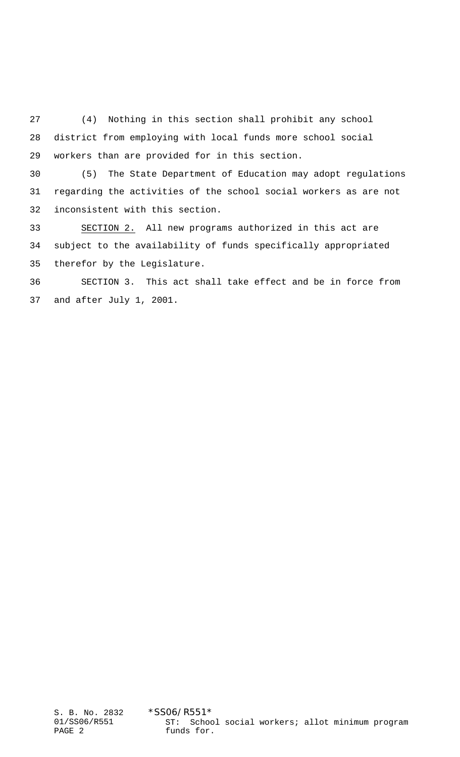(4) Nothing in this section shall prohibit any school district from employing with local funds more school social workers than are provided for in this section.

(5) The State Department of Education may adopt regulations regarding the activities of the school social workers as are not inconsistent with this section.

SECTION 2. All new programs authorized in this act are subject to the availability of funds specifically appropriated therefor by the Legislature.

SECTION 3. This act shall take effect and be in force from and after July 1, 2001.